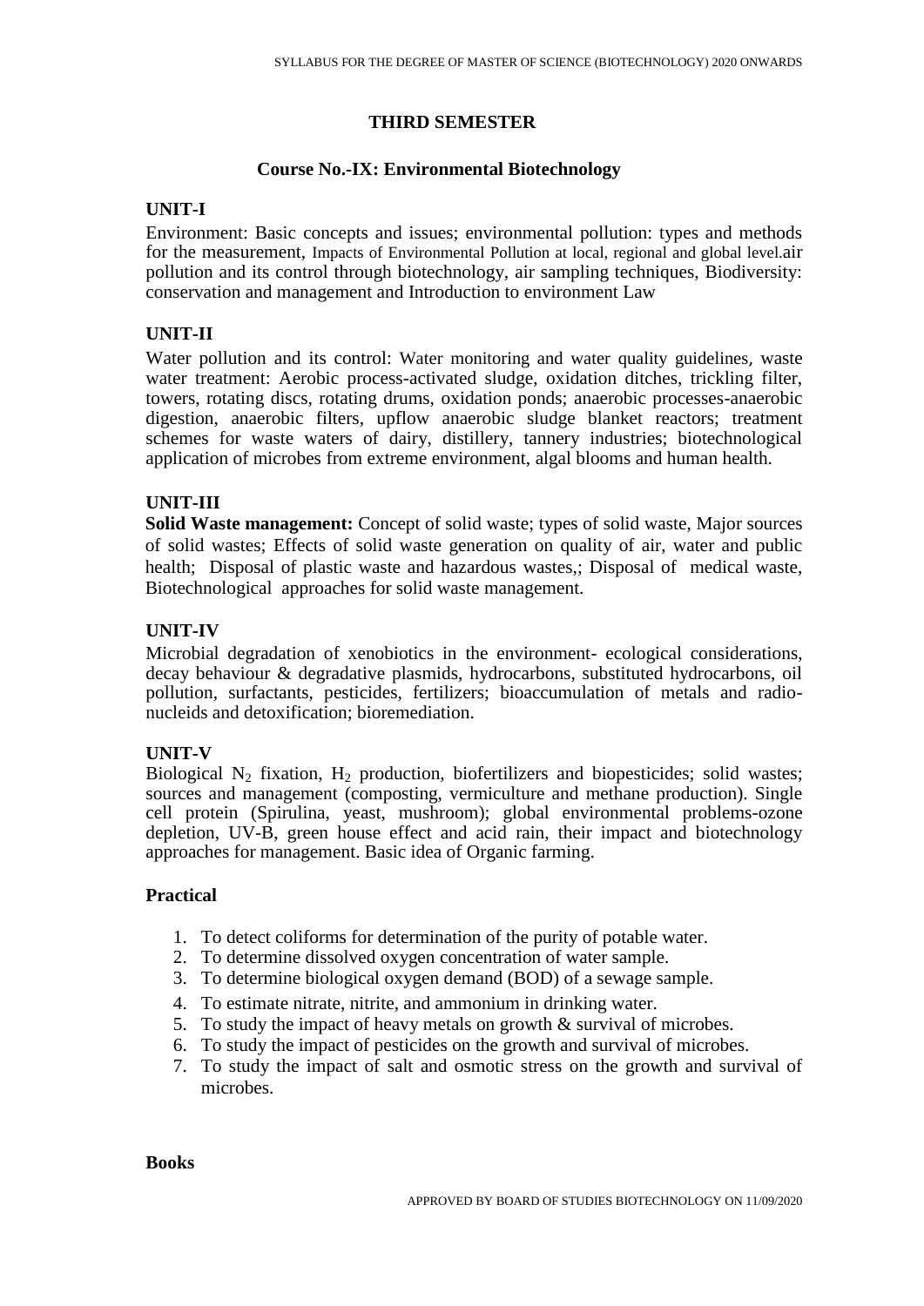# THIRD SEMESTER

## Course No.-IX: Environmental Biotechnology

### UNIT-I

Environment: Basic concepts and issues; environmental pollution: types and methods for the measurement, Impacts of Environmental Pollution at local, regional and global level.air pollution and its control through biotechnology, air sampling techniques, Biodiversity: conservation and management and Introduction to environment Law

### UNIT-II

Water pollution and its control: Water monitoring and water quality guidelines, waste water treatment: Aerobic process-activated sludge, oxidation ditches, trickling filter, towers, rotating discs, rotating drums, oxidation ponds; anaerobic processes-anaerobic digestion, anaerobic filters, upflow anaerobic sludge blanket reactors; treatment schemes for waste waters of dairy, distillery, tannery industries; biotechnological application of microbes from extreme environment, algal blooms and human health.

### UNIT-III

**Solid Waste management:** Concept of solid waste; types of solid waste, Major sources of solid wastes; Effects of solid waste generation on quality of air, water and public health; Disposal of plastic waste and hazardous wastes,; Disposal of medical waste, Biotechnological approaches for solid waste management.

### UNIT-IV

Microbial degradation of xenobiotics in the environment- ecological considerations, decay behaviour & degradative plasmids, hydrocarbons, substituted hydrocarbons, oil pollution, surfactants, pesticides, fertilizers; bioaccumulation of metals and radio-nucleids and detoxification; bioremediation.

### UNIT-V

Biological $N_2$ fixation, $H_2$ production, biofertilizers and biopesticides; solid wastes; sources and management (composting, vermiculture and methane production). Single cell protein (Spirulina, yeast, mushroom); global environmental problems-ozone depletion, UV-B, green house effect and acid rain, their impact and biotechnology approaches for management. Basic idea of Organic farming.

### Practical

1. To detect coliforms for determination of the purity of potable water.
2. To determine dissolved oxygen concentration of water sample.
3. To determine biological oxygen demand (BOD) of a sewage sample.
4. To estimate nitrate, nitrite, and ammonium in drinking water.
5. To study the impact of heavy metals on growth & survival of microbes.
6. To study the impact of pesticides on the growth and survival of microbes.
7. To study the impact of salt and osmotic stress on the growth and survival of microbes.

### Books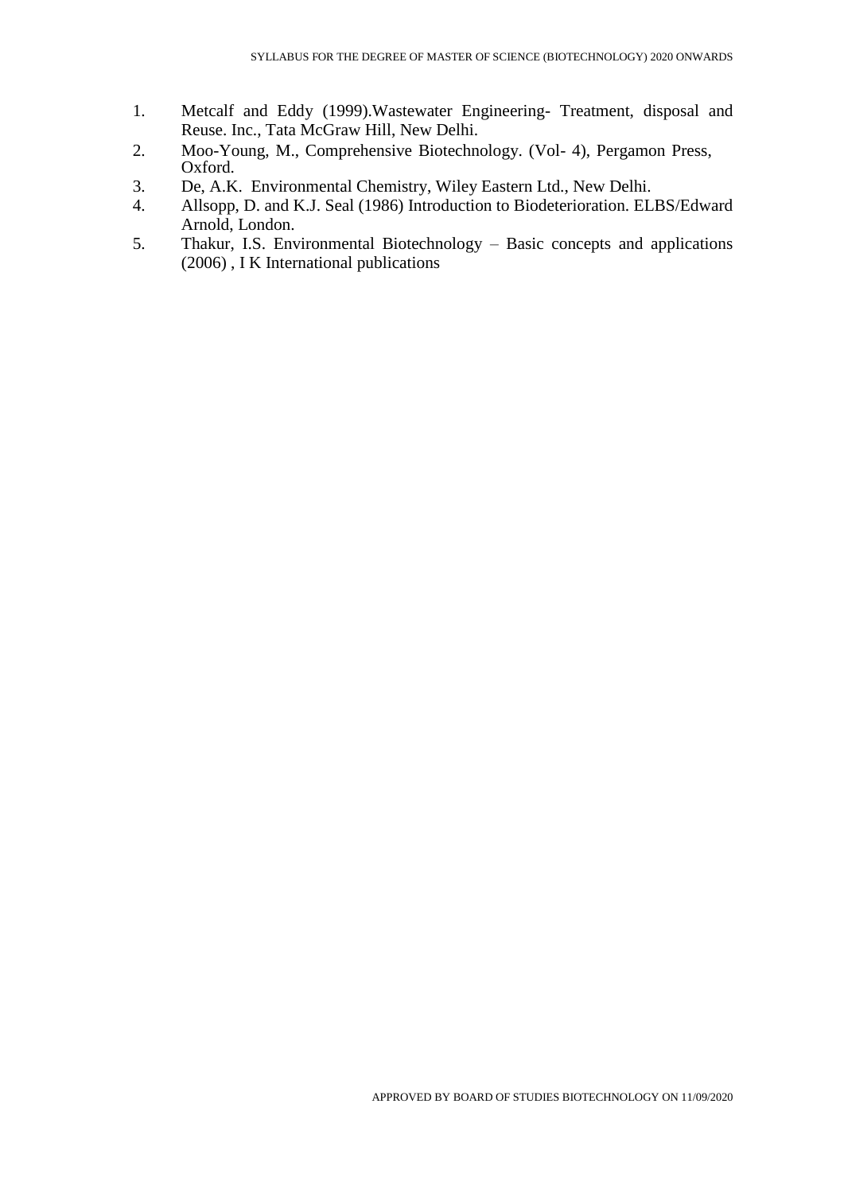1. Metcalf and Eddy (1999).Wastewater Engineering- Treatment, disposal and Reuse. Inc., Tata McGraw Hill, New Delhi.
2. Moo-Young, M., Comprehensive Biotechnology. (Vol- 4), Pergamon Press, Oxford.
3. De, A.K. Environmental Chemistry, Wiley Eastern Ltd., New Delhi.
4. Allsopp, D. and K.J. Seal (1986) Introduction to Biodeterioration. ELBS/Edward Arnold, London.
5. Thakur, I.S. Environmental Biotechnology – Basic concepts and applications (2006) , I K International publications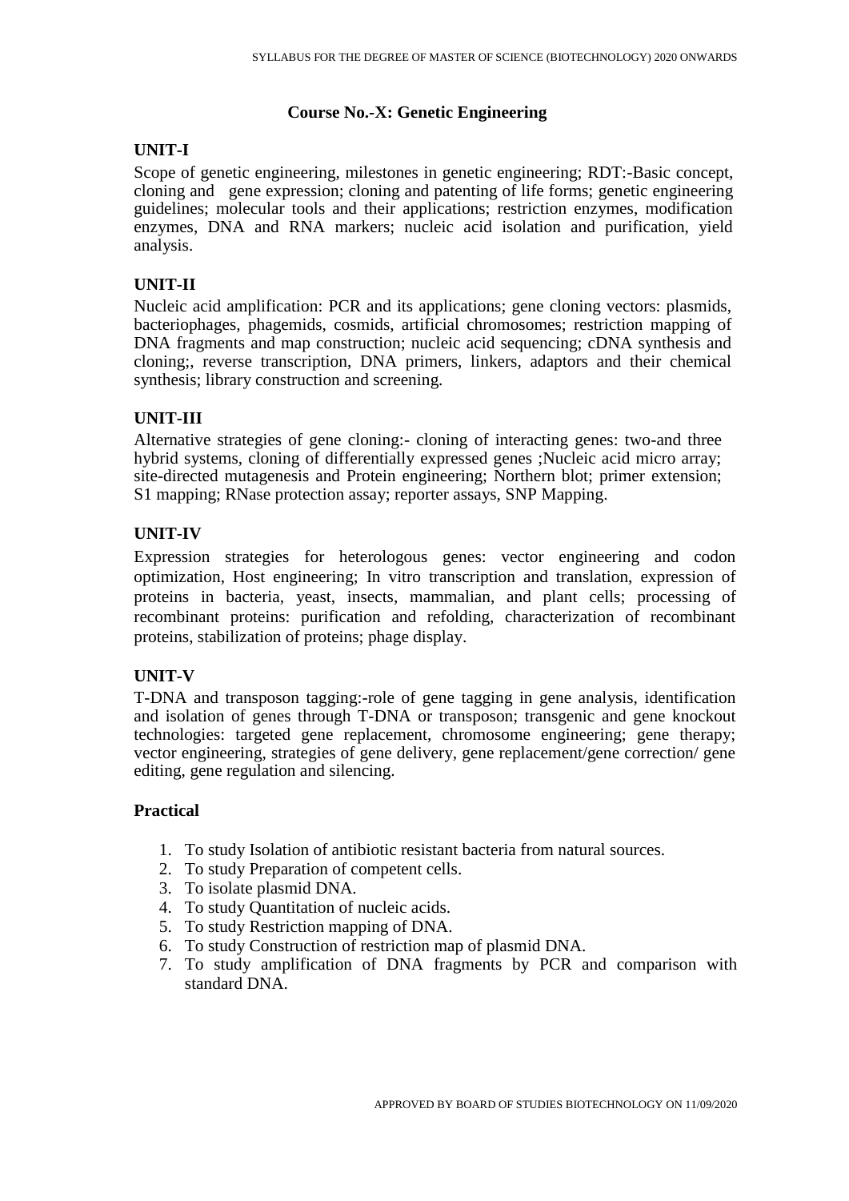## Course No.-X: Genetic Engineering

### UNIT-I

Scope of genetic engineering, milestones in genetic engineering; RDT:-Basic concept, cloning and gene expression; cloning and patenting of life forms; genetic engineering guidelines; molecular tools and their applications; restriction enzymes, modification enzymes, DNA and RNA markers; nucleic acid isolation and purification, yield analysis.

### UNIT-II

Nucleic acid amplification: PCR and its applications; gene cloning vectors: plasmids, bacteriophages, phagemids, cosmids, artificial chromosomes; restriction mapping of DNA fragments and map construction; nucleic acid sequencing; cDNA synthesis and cloning;, reverse transcription, DNA primers, linkers, adaptors and their chemical synthesis; library construction and screening.

### UNIT-III

Alternative strategies of gene cloning:- cloning of interacting genes: two-and three hybrid systems, cloning of differentially expressed genes ;Nucleic acid micro array; site-directed mutagenesis and Protein engineering; Northern blot; primer extension; S1 mapping; RNase protection assay; reporter assays, SNP Mapping.

### UNIT-IV

Expression strategies for heterologous genes: vector engineering and codon optimization, Host engineering; In vitro transcription and translation, expression of proteins in bacteria, yeast, insects, mammalian, and plant cells; processing of recombinant proteins: purification and refolding, characterization of recombinant proteins, stabilization of proteins; phage display.

### UNIT-V

T-DNA and transposon tagging:-role of gene tagging in gene analysis, identification and isolation of genes through T-DNA or transposon; transgenic and gene knockout technologies: targeted gene replacement, chromosome engineering; gene therapy; vector engineering, strategies of gene delivery, gene replacement/gene correction/ gene editing, gene regulation and silencing.

### Practical

1. To study Isolation of antibiotic resistant bacteria from natural sources.
2. To study Preparation of competent cells.
3. To isolate plasmid DNA.
4. To study Quantitation of nucleic acids.
5. To study Restriction mapping of DNA.
6. To study Construction of restriction map of plasmid DNA.
7. To study amplification of DNA fragments by PCR and comparison with standard DNA.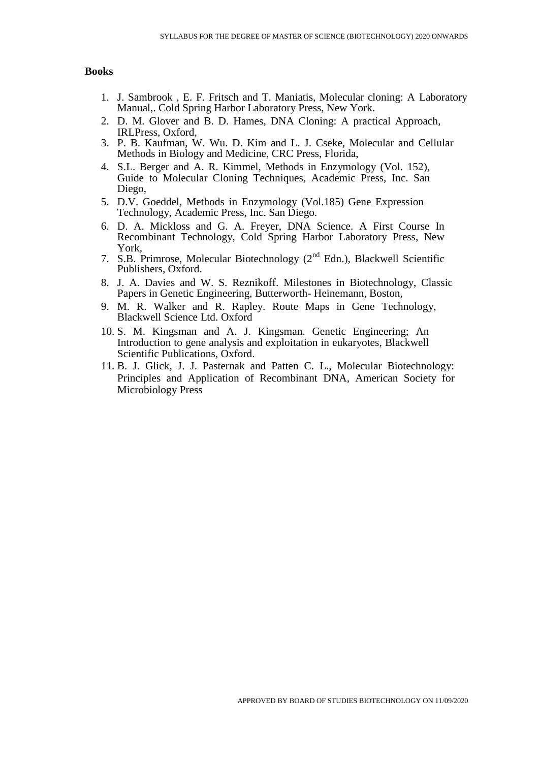**Books**

1. J. Sambrook , E. F. Fritsch and T. Maniatis, Molecular cloning: A Laboratory Manual,. Cold Spring Harbor Laboratory Press, New York.
2. D. M. Glover and B. D. Hames, DNA Cloning: A practical Approach, IRLPress, Oxford,
3. P. B. Kaufman, W. Wu. D. Kim and L. J. Cseke, Molecular and Cellular Methods in Biology and Medicine, CRC Press, Florida,
4. S.L. Berger and A. R. Kimmel, Methods in Enzymology (Vol. 152), Guide to Molecular Cloning Techniques, Academic Press, Inc. San Diego,
5. D.V. Goeddel, Methods in Enzymology (Vol.185) Gene Expression Technology, Academic Press, Inc. San Diego.
6. D. A. Mickloss and G. A. Freyer, DNA Science. A First Course In Recombinant Technology, Cold Spring Harbor Laboratory Press, New York,
7. S.B. Primrose, Molecular Biotechnology (2nd Edn.), Blackwell Scientific Publishers, Oxford.
8. J. A. Davies and W. S. Reznikoff. Milestones in Biotechnology, Classic Papers in Genetic Engineering, Butterworth- Heinemann, Boston,
9. M. R. Walker and R. Rapley. Route Maps in Gene Technology, Blackwell Science Ltd. Oxford
10. S. M. Kingsman and A. J. Kingsman. Genetic Engineering; An Introduction to gene analysis and exploitation in eukaryotes, Blackwell Scientific Publications, Oxford.
11. B. J. Glick, J. J. Pasternak and Patten C. L., Molecular Biotechnology: Principles and Application of Recombinant DNA, American Society for Microbiology Press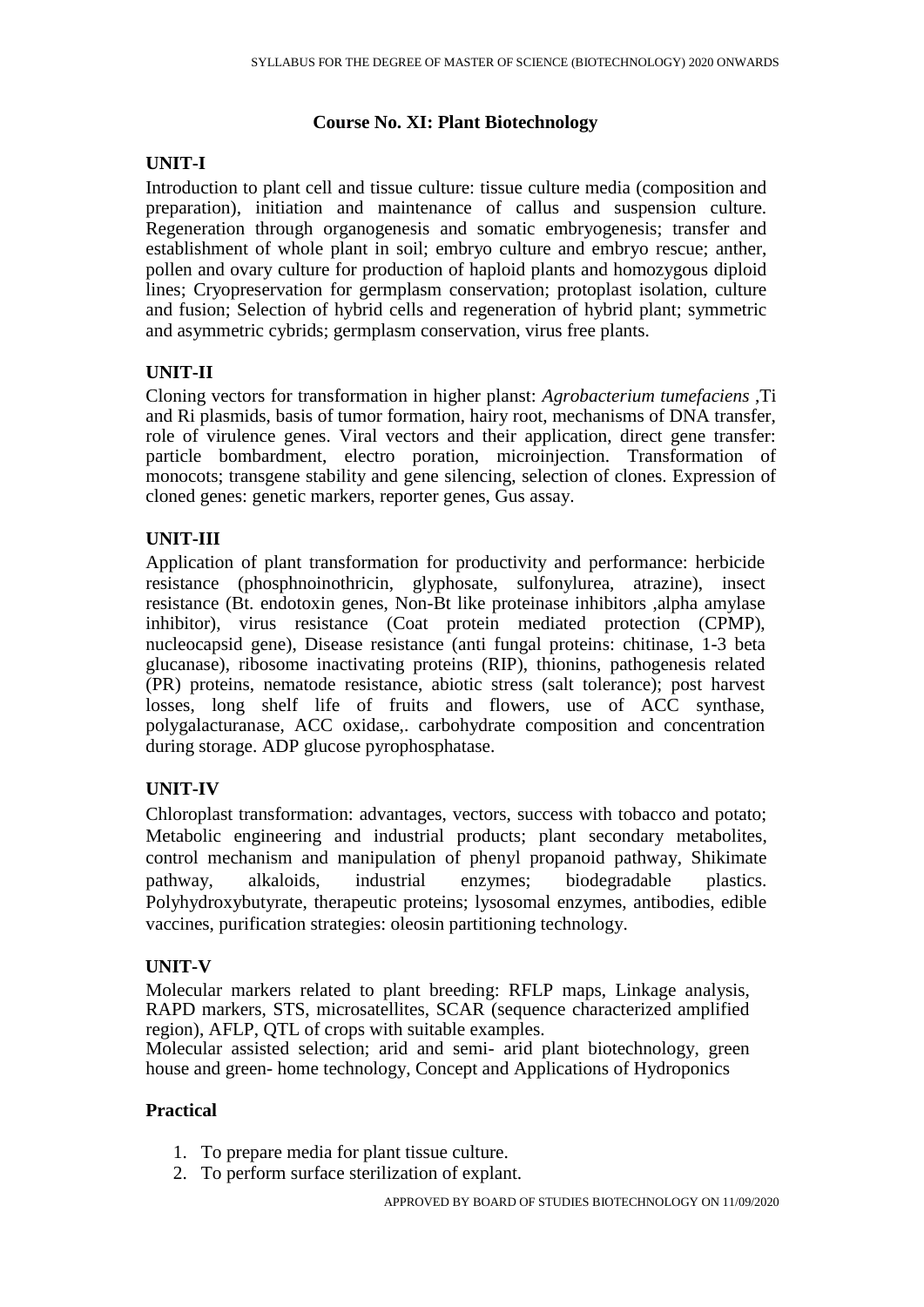## Course No. XI: Plant Biotechnology

### UNIT-I

Introduction to plant cell and tissue culture: tissue culture media (composition and preparation), initiation and maintenance of callus and suspension culture. Regeneration through organogenesis and somatic embryogenesis; transfer and establishment of whole plant in soil; embryo culture and embryo rescue; anther, pollen and ovary culture for production of haploid plants and homozygous diploid lines; Cryopreservation for germplasm conservation; protoplast isolation, culture and fusion; Selection of hybrid cells and regeneration of hybrid plant; symmetric and asymmetric cybrids; germplasm conservation, virus free plants.

### UNIT-II

Cloning vectors for transformation in higher planst: *Agrobacterium tumefaciens* ,Ti and Ri plasmids, basis of tumor formation, hairy root, mechanisms of DNA transfer, role of virulence genes. Viral vectors and their application, direct gene transfer: particle bombardment, electro poration, microinjection. Transformation of monocots; transgene stability and gene silencing, selection of clones. Expression of cloned genes: genetic markers, reporter genes, Gus assay.

### UNIT-III

Application of plant transformation for productivity and performance: herbicide resistance (phosphnoinothricin, glyphosate, sulfonylurea, atrazine), insect resistance (Bt. endotoxin genes, Non-Bt like proteinase inhibitors ,alpha amylase inhibitor), virus resistance (Coat protein mediated protection (CPMP), nucleocapsid gene), Disease resistance (anti fungal proteins: chitinase, 1-3 beta glucanase), ribosome inactivating proteins (RIP), thionins, pathogenesis related (PR) proteins, nematode resistance, abiotic stress (salt tolerance); post harvest losses, long shelf life of fruits and flowers, use of ACC synthase, polygalacturanase, ACC oxidase,. carbohydrate composition and concentration during storage. ADP glucose pyrophosphatase.

### UNIT-IV

Chloroplast transformation: advantages, vectors, success with tobacco and potato; Metabolic engineering and industrial products; plant secondary metabolites, control mechanism and manipulation of phenyl propanoid pathway, Shikimate pathway, alkaloids, industrial enzymes; biodegradable plastics. Polyhydroxybutyrate, therapeutic proteins; lysosomal enzymes, antibodies, edible vaccines, purification strategies: oleosin partitioning technology.

### UNIT-V

Molecular markers related to plant breeding: RFLP maps, Linkage analysis, RAPD markers, STS, microsatellites, SCAR (sequence characterized amplified region), AFLP, QTL of crops with suitable examples.

Molecular assisted selection; arid and semi- arid plant biotechnology, green house and green- home technology, Concept and Applications of Hydroponics

### Practical

1. To prepare media for plant tissue culture.
2. To perform surface sterilization of explant.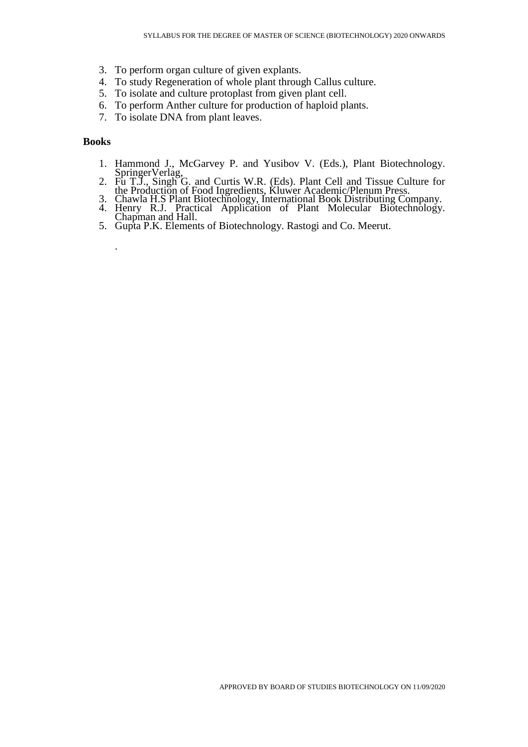3. To perform organ culture of given explants.
4. To study Regeneration of whole plant through Callus culture.
5. To isolate and culture protoplast from given plant cell.
6. To perform Anther culture for production of haploid plants.
7. To isolate DNA from plant leaves.

**Books**

1. Hammond J., McGarvey P. and Yusibov V. (Eds.), Plant Biotechnology. SpringerVerlag,
2. Fu T.J., Singh G. and Curtis W.R. (Eds). Plant Cell and Tissue Culture for the Production of Food Ingredients, Kluwer Academic/Plenum Press.
3. Chawla H.S Plant Biotechnology, International Book Distributing Company.
4. Henry R.J. Practical Application of Plant Molecular Biotechnology. Chapman and Hall.
5. Gupta P.K. Elements of Biotechnology. Rastogi and Co. Meerut.

.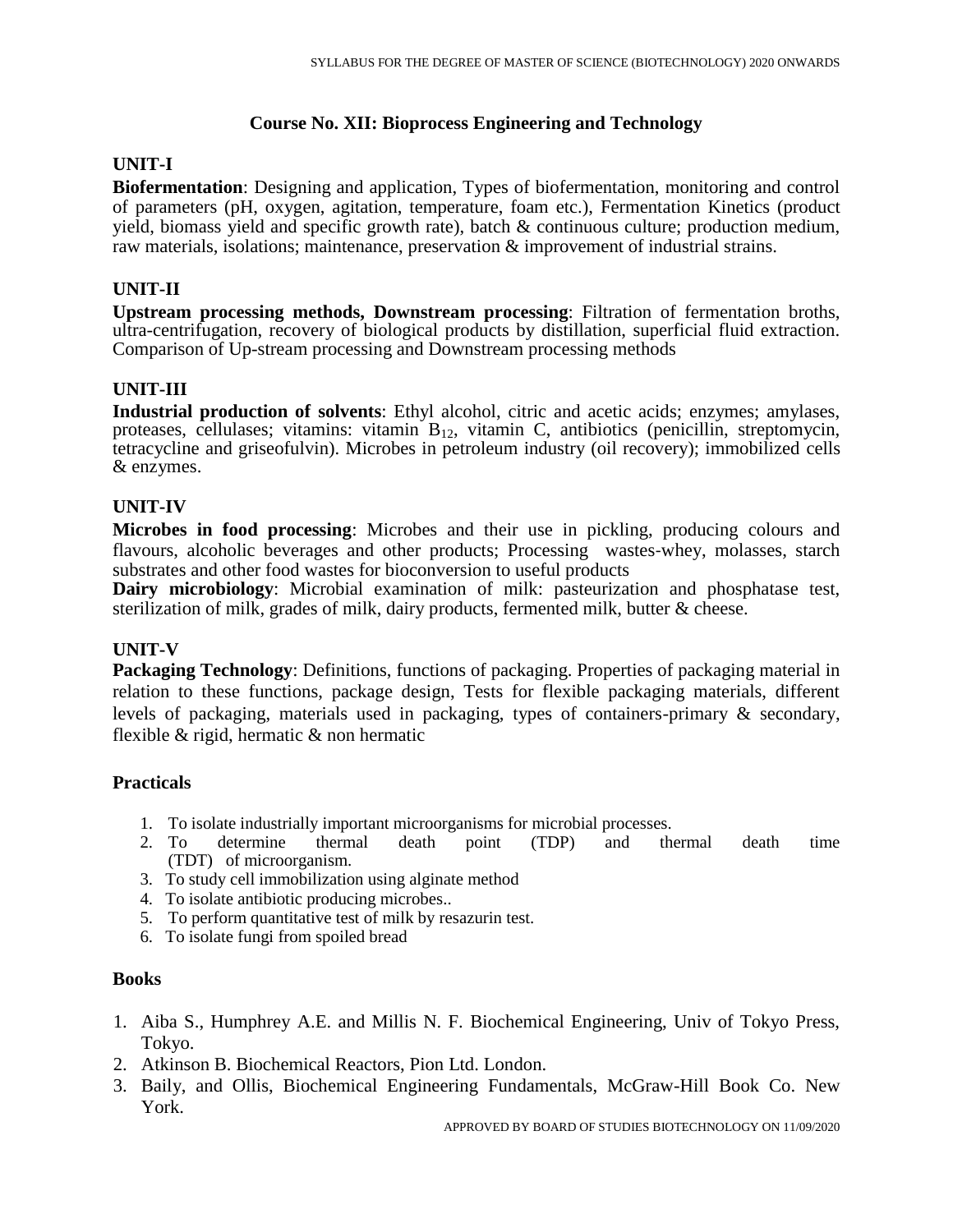## Course No. XII: Bioprocess Engineering and Technology

### UNIT-I

**Biofermentation**: Designing and application, Types of biofermentation, monitoring and control of parameters (pH, oxygen, agitation, temperature, foam etc.), Fermentation Kinetics (product yield, biomass yield and specific growth rate), batch & continuous culture; production medium, raw materials, isolations; maintenance, preservation & improvement of industrial strains.

### UNIT-II

**Upstream processing methods, Downstream processing**: Filtration of fermentation broths, ultra-centrifugation, recovery of biological products by distillation, superficial fluid extraction. Comparison of Up-stream processing and Downstream processing methods

### UNIT-III

**Industrial production of solvents**: Ethyl alcohol, citric and acetic acids; enzymes; amylases, proteases, cellulases; vitamins: vitamin $B_{12}$, vitamin C, antibiotics (penicillin, streptomycin, tetracycline and griseofulvin). Microbes in petroleum industry (oil recovery); immobilized cells & enzymes.

### UNIT-IV

**Microbes in food processing**: Microbes and their use in pickling, producing colours and flavours, alcoholic beverages and other products; Processing wastes-whey, molasses, starch substrates and other food wastes for bioconversion to useful products

**Dairy microbiology**: Microbial examination of milk: pasteurization and phosphatase test, sterilization of milk, grades of milk, dairy products, fermented milk, butter & cheese.

### UNIT-V

**Packaging Technology**: Definitions, functions of packaging. Properties of packaging material in relation to these functions, package design, Tests for flexible packaging materials, different levels of packaging, materials used in packaging, types of containers-primary & secondary, flexible & rigid, hermatic & non hermatic

### Practicals

1. To isolate industrially important microorganisms for microbial processes.
2. To determine thermal death point (TDP) and thermal death time (TDT) of microorganism.
3. To study cell immobilization using alginate method
4. To isolate antibiotic producing microbes..
5. To perform quantitative test of milk by resazurin test.
6. To isolate fungi from spoiled bread

### Books

1. Aiba S., Humphrey A.E. and Millis N. F. Biochemical Engineering, Univ of Tokyo Press, Tokyo.
2. Atkinson B. Biochemical Reactors, Pion Ltd. London.
3. Baily, and Ollis, Biochemical Engineering Fundamentals, McGraw-Hill Book Co. New York.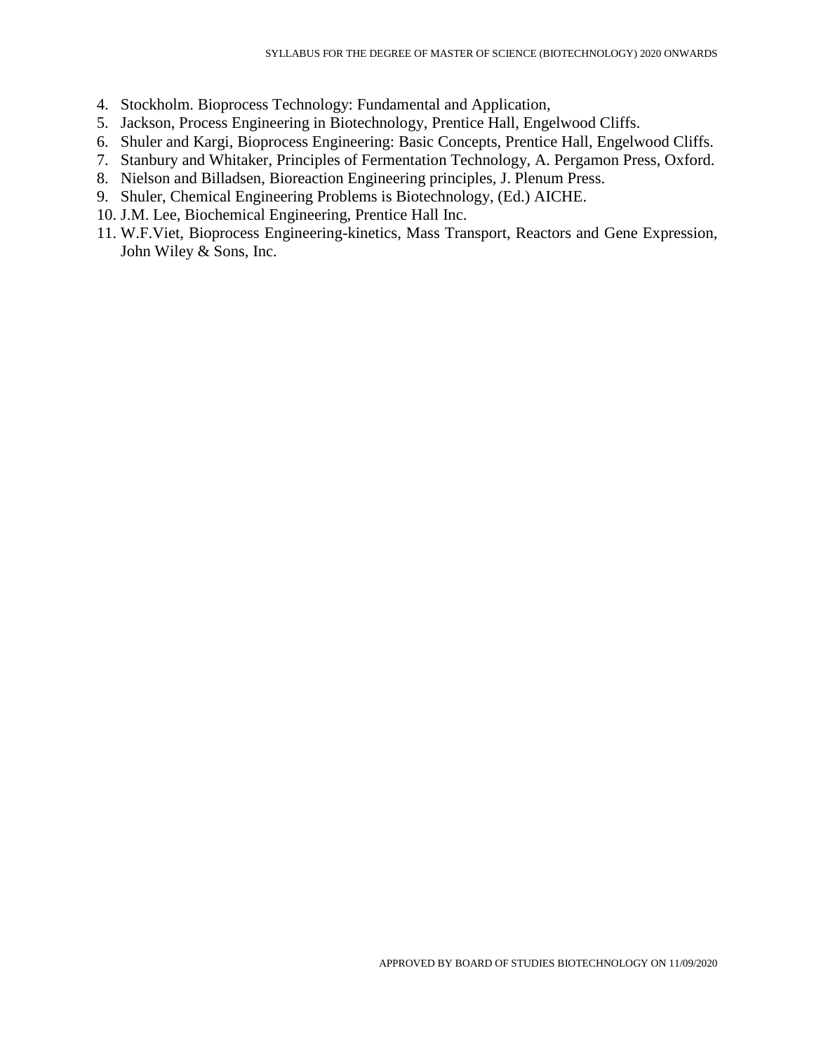4. Stockholm. Bioprocess Technology: Fundamental and Application,
5. Jackson, Process Engineering in Biotechnology, Prentice Hall, Engelwood Cliffs.
6. Shuler and Kargi, Bioprocess Engineering: Basic Concepts, Prentice Hall, Engelwood Cliffs.
7. Stanbury and Whitaker, Principles of Fermentation Technology, A. Pergamon Press, Oxford.
8. Nielson and Billadsen, Bioreaction Engineering principles, J. Plenum Press.
9. Shuler, Chemical Engineering Problems is Biotechnology, (Ed.) AICHE.
10. J.M. Lee, Biochemical Engineering, Prentice Hall Inc.
11. W.F.Viet, Bioprocess Engineering-kinetics, Mass Transport, Reactors and Gene Expression, John Wiley & Sons, Inc.